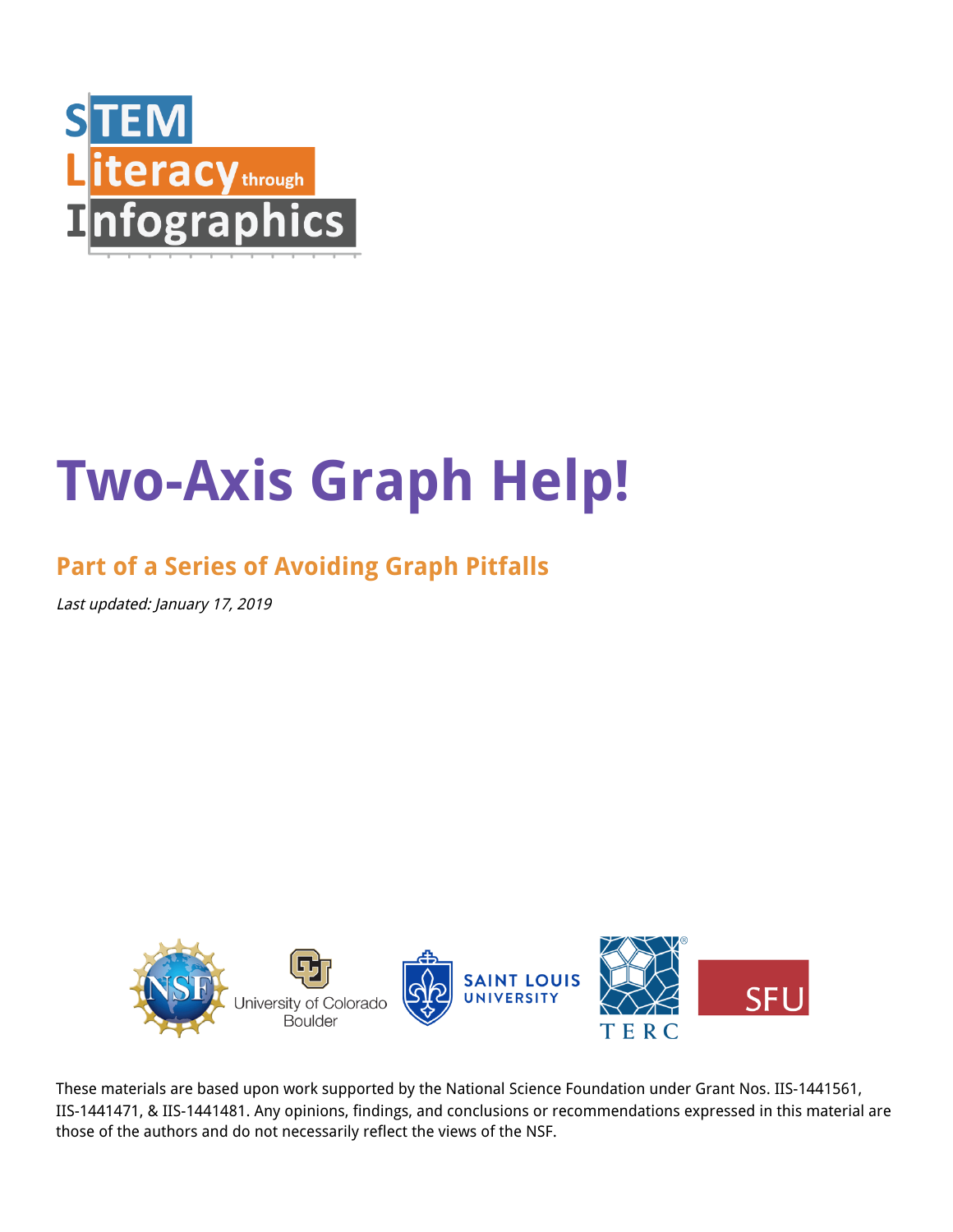STEM Literacy through Infographics

# Two-Axis Graph Help!

## Part of a Series of Avoiding Graph Pitfalls

*Last updated: January 17, 2019*

NSF · University of Colorado Boulder · Saint Louis University · TERC · SFU

These materials are based upon work supported by the National Science Foundation under Grant Nos. IIS-1441561, IIS-1441471, & IIS-1441481. Any opinions, findings, and conclusions or recommendations expressed in this material are those of the authors and do not necessarily reflect the views of the NSF.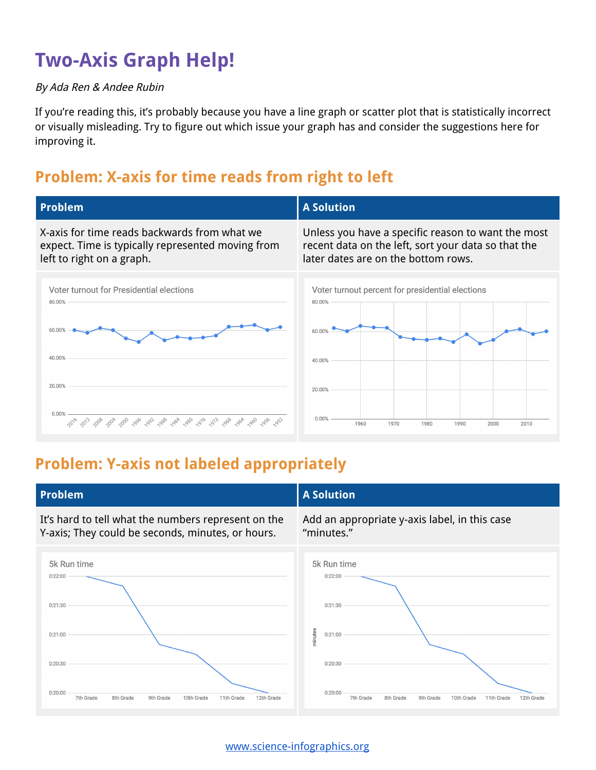# Two-Axis Graph Help!

*By Ada Ren & Andee Rubin*

If you're reading this, it's probably because you have a line graph or scatter plot that is statistically incorrect or visually misleading. Try to figure out which issue your graph has and consider the suggestions here for improving it.

## Problem: X-axis for time reads from right to left

| Problem | A Solution |
| --- | --- |
| X-axis for time reads backwards from what we expect. Time is typically represented moving from left to right on a graph. | Unless you have a specific reason to want the most recent data on the left, sort your data so that the later dates are on the bottom rows. |

## Problem: Y-axis not labeled appropriately

| Problem | A Solution |
| --- | --- |
| It's hard to tell what the numbers represent on the Y-axis; They could be seconds, minutes, or hours. | Add an appropriate y-axis label, in this case "minutes." |

www.science-infographics.org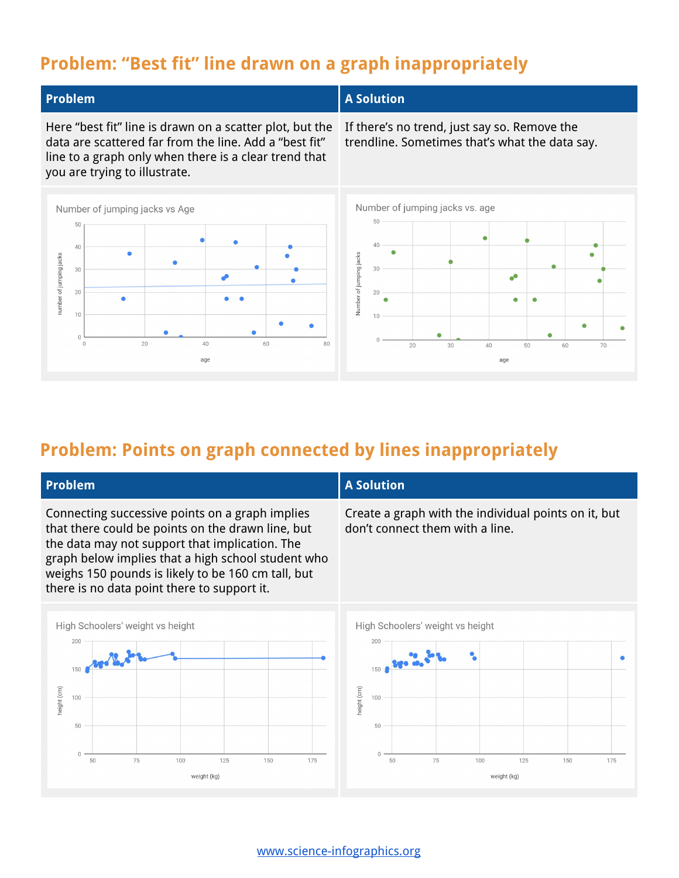## Problem: "Best fit" line drawn on a graph inappropriately

| Problem | A Solution |
| --- | --- |
| Here "best fit" line is drawn on a scatter plot, but the data are scattered far from the line. Add a "best fit" line to a graph only when there is a clear trend that you are trying to illustrate. | If there's no trend, just say so. Remove the trendline. Sometimes that's what the data say. |

## Problem: Points on graph connected by lines inappropriately

| Problem | A Solution |
| --- | --- |
| Connecting successive points on a graph implies that there could be points on the drawn line, but the data may not support that implication. The graph below implies that a high school student who weighs 150 pounds is likely to be 160 cm tall, but there is no data point there to support it. | Create a graph with the individual points on it, but don't connect them with a line. |

www.science-infographics.org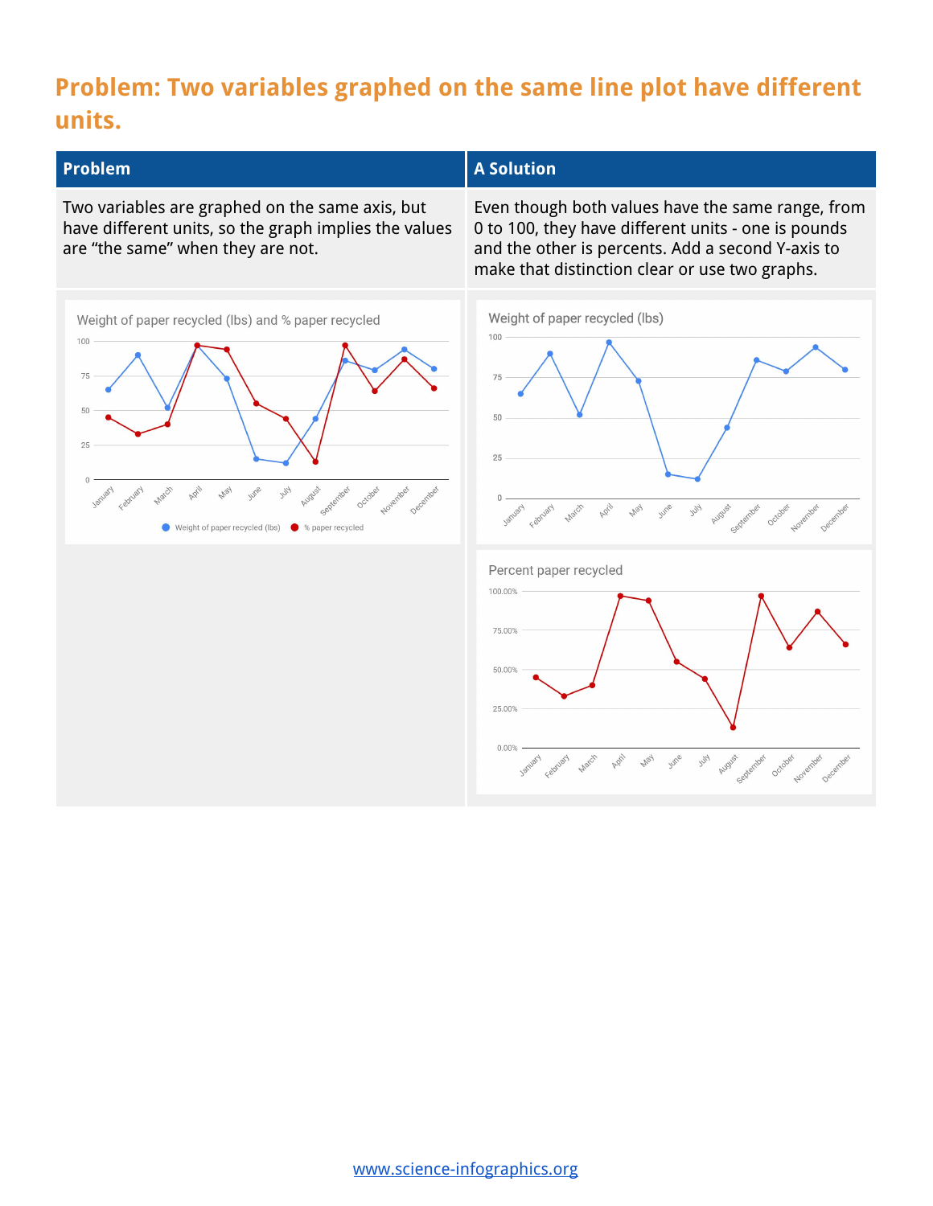## Problem: Two variables graphed on the same line plot have different units.

| Problem | A Solution |
|---|---|
| Two variables are graphed on the same axis, but have different units, so the graph implies the values are "the same" when they are not. | Even though both values have the same range, from 0 to 100, they have different units - one is pounds and the other is percents. Add a second Y-axis to make that distinction clear or use two graphs. |

Weight of paper recycled (lbs) and % paper recycled

100
75
50
25
0

January February March April May June July August September October November December

Weight of paper recycled (lbs) % paper recycled

Weight of paper recycled (lbs)

100
75
50
25
0

January February March April May June July August September October November December

Percent paper recycled

100.00%
75.00%
50.00%
25.00%
0.00%

January February March April May June July August September October November December

www.science-infographics.org